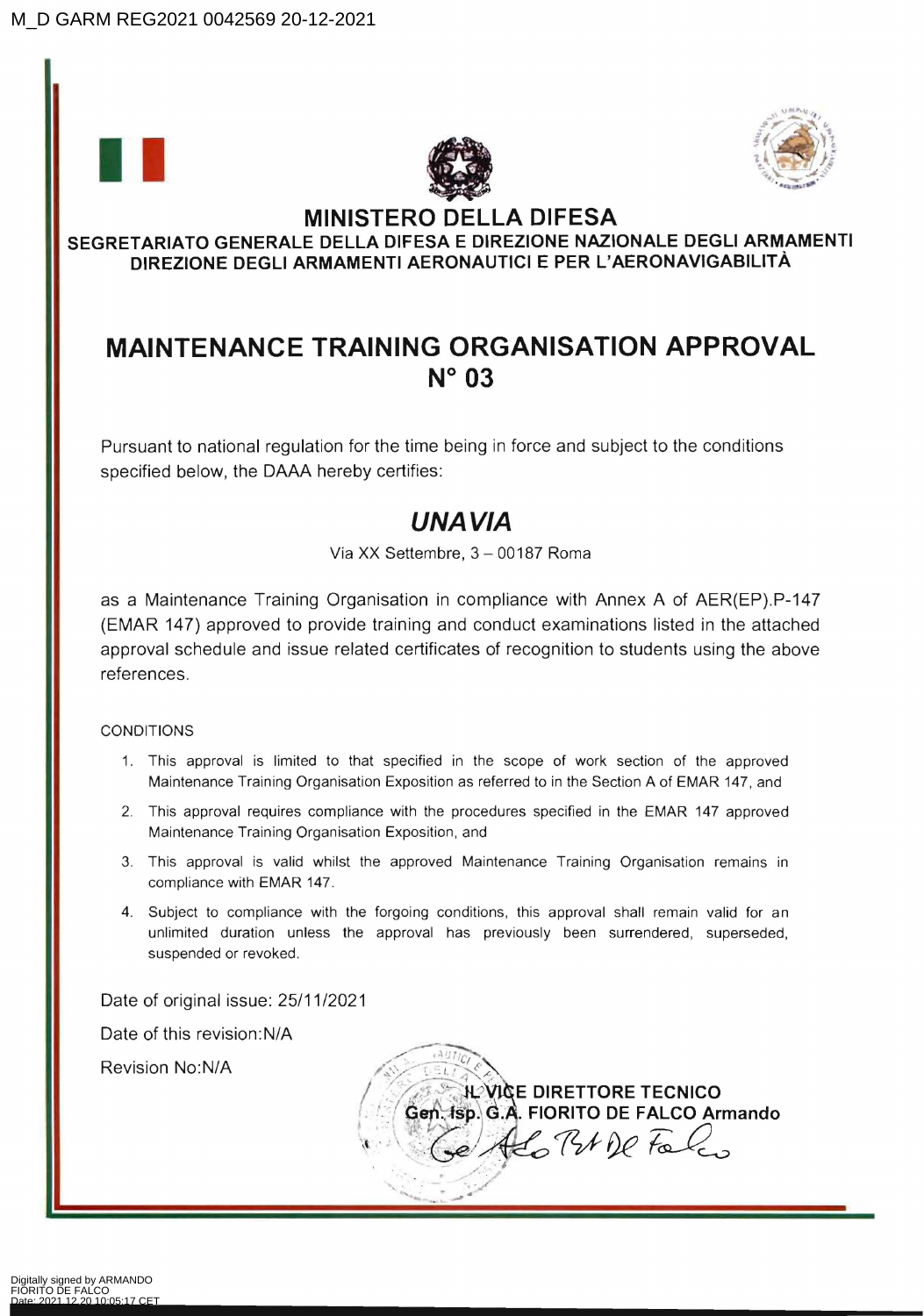M_D GARM REG2021 0042569 20-12-2021

# MINISTERO DELLA DIFESA

**SEGRETARIATO GENERALE DELLA DIFESA E DIREZIONE NAZIONALE DEGLI ARMAMENTI**
**DIREZIONE DEGLI ARMAMENTI AERONAUTICI E PER L'AERONAVIGABILITÀ**

## MAINTENANCE TRAINING ORGANISATION APPROVAL N° 03

Pursuant to national regulation for the time being in force and subject to the conditions specified below, the DAAA hereby certifies:

### *UNAVIA*

Via XX Settembre, 3 – 00187 Roma

as a Maintenance Training Organisation in compliance with Annex A of AER(EP).P-147 (EMAR 147) approved to provide training and conduct examinations listed in the attached approval schedule and issue related certificates of recognition to students using the above references.

CONDITIONS

1. This approval is limited to that specified in the scope of work section of the approved Maintenance Training Organisation Exposition as referred to in the Section A of EMAR 147, and
2. This approval requires compliance with the procedures specified in the EMAR 147 approved Maintenance Training Organisation Exposition, and
3. This approval is valid whilst the approved Maintenance Training Organisation remains in compliance with EMAR 147.
4. Subject to compliance with the forgoing conditions, this approval shall remain valid for an unlimited duration unless the approval has previously been surrendered, superseded, suspended or revoked.

Date of original issue: 25/11/2021

Date of this revision:N/A

Revision No:N/A

**IL VICE DIRETTORE TECNICO**
**Gen. Isp. G.A. FIORITO DE FALCO Armando**

Digitally signed by ARMANDO FIORITO DE FALCO
Date: 2021.12.20 10:05:17 CET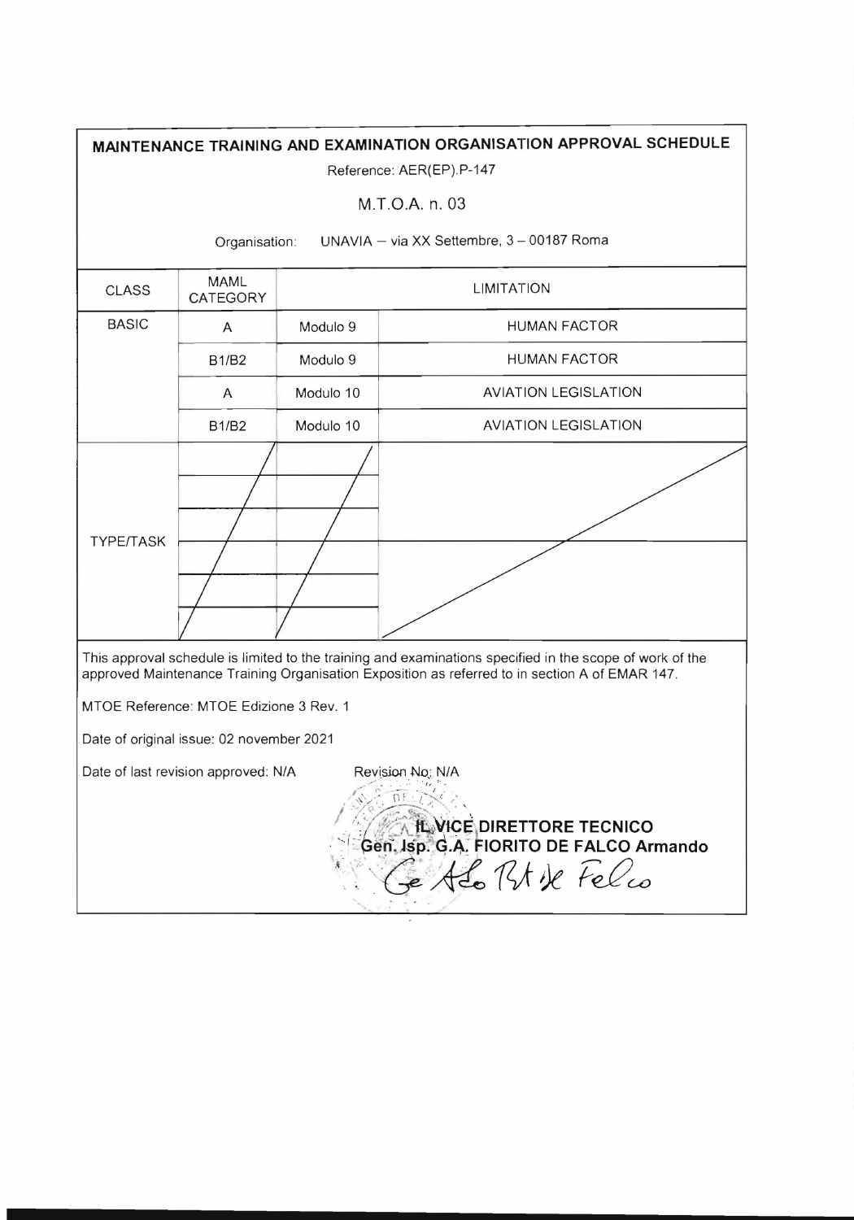**MAINTENANCE TRAINING AND EXAMINATION ORGANISATION APPROVAL SCHEDULE**

Reference: AER(EP).P-147

M.T.O.A. n. 03

Organisation: UNAVIA – via XX Settembre, 3 – 00187 Roma

| CLASS | MAML CATEGORY | LIMITATION | |
|---|---|---|---|
| BASIC | A | Modulo 9 | HUMAN FACTOR |
| | B1/B2 | Modulo 9 | HUMAN FACTOR |
| | A | Modulo 10 | AVIATION LEGISLATION |
| | B1/B2 | Modulo 10 | AVIATION LEGISLATION |
| TYPE/TASK | | | |

This approval schedule is limited to the training and examinations specified in the scope of work of the approved Maintenance Training Organisation Exposition as referred to in section A of EMAR 147.

MTOE Reference: MTOE Edizione 3 Rev. 1

Date of original issue: 02 november 2021

Date of last revision approved: N/A

Revision No: N/A

**IL VICE DIRETTORE TECNICO**
**Gen. Isp. G.A. FIORITO DE FALCO Armando**